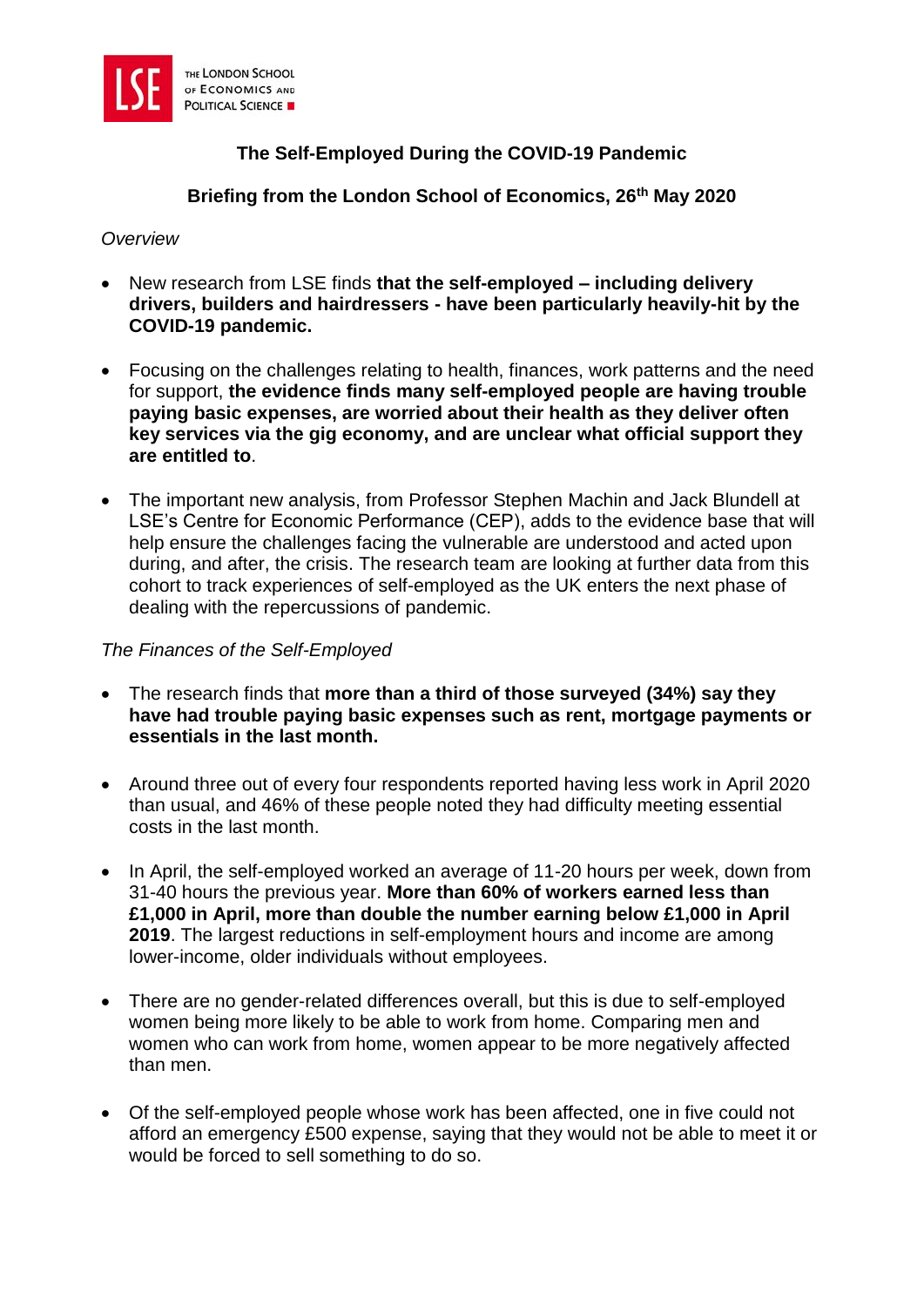THE LONDON SCHOOL OF ECONOMICS AND POLITICAL SCIENCE

# The Self-Employed During the COVID-19 Pandemic

## Briefing from the London School of Economics, 26th May 2020

*Overview*

- New research from LSE finds **that the self-employed – including delivery drivers, builders and hairdressers - have been particularly heavily-hit by the COVID-19 pandemic.**

- Focusing on the challenges relating to health, finances, work patterns and the need for support, **the evidence finds many self-employed people are having trouble paying basic expenses, are worried about their health as they deliver often key services via the gig economy, and are unclear what official support they are entitled to**.

- The important new analysis, from Professor Stephen Machin and Jack Blundell at LSE's Centre for Economic Performance (CEP), adds to the evidence base that will help ensure the challenges facing the vulnerable are understood and acted upon during, and after, the crisis. The research team are looking at further data from this cohort to track experiences of self-employed as the UK enters the next phase of dealing with the repercussions of pandemic.

*The Finances of the Self-Employed*

- The research finds that **more than a third of those surveyed (34%) say they have had trouble paying basic expenses such as rent, mortgage payments or essentials in the last month.**

- Around three out of every four respondents reported having less work in April 2020 than usual, and 46% of these people noted they had difficulty meeting essential costs in the last month.

- In April, the self-employed worked an average of 11-20 hours per week, down from 31-40 hours the previous year. **More than 60% of workers earned less than £1,000 in April, more than double the number earning below £1,000 in April 2019**. The largest reductions in self-employment hours and income are among lower-income, older individuals without employees.

- There are no gender-related differences overall, but this is due to self-employed women being more likely to be able to work from home. Comparing men and women who can work from home, women appear to be more negatively affected than men.

- Of the self-employed people whose work has been affected, one in five could not afford an emergency £500 expense, saying that they would not be able to meet it or would be forced to sell something to do so.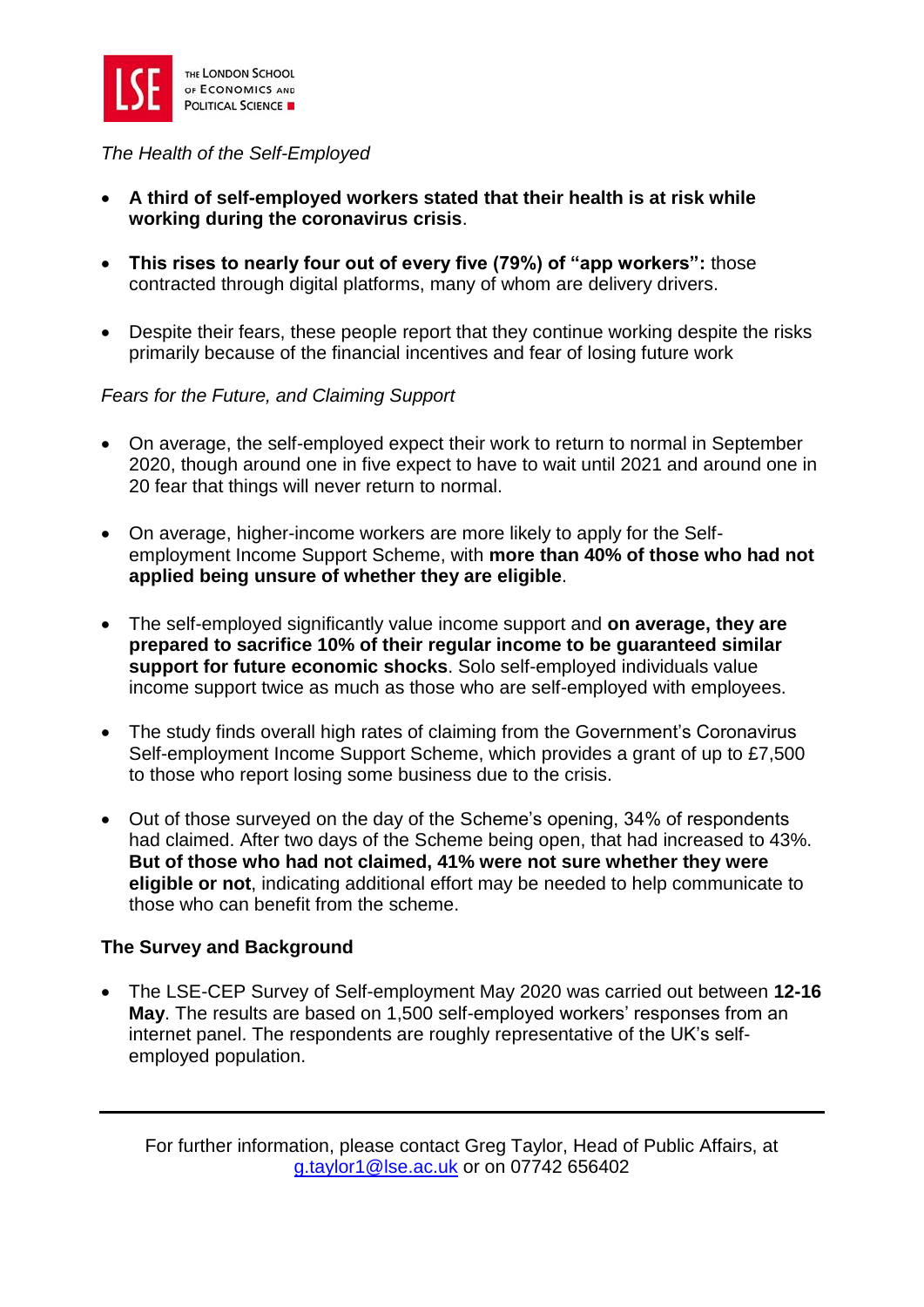*The Health of the Self-Employed*

- **A third of self-employed workers stated that their health is at risk while working during the coronavirus crisis**.
- **This rises to nearly four out of every five (79%) of "app workers":** those contracted through digital platforms, many of whom are delivery drivers.
- Despite their fears, these people report that they continue working despite the risks primarily because of the financial incentives and fear of losing future work

*Fears for the Future, and Claiming Support*

- On average, the self-employed expect their work to return to normal in September 2020, though around one in five expect to have to wait until 2021 and around one in 20 fear that things will never return to normal.
- On average, higher-income workers are more likely to apply for the Self-employment Income Support Scheme, with **more than 40% of those who had not applied being unsure of whether they are eligible**.
- The self-employed significantly value income support and **on average, they are prepared to sacrifice 10% of their regular income to be guaranteed similar support for future economic shocks**. Solo self-employed individuals value income support twice as much as those who are self-employed with employees.
- The study finds overall high rates of claiming from the Government's Coronavirus Self-employment Income Support Scheme, which provides a grant of up to £7,500 to those who report losing some business due to the crisis.
- Out of those surveyed on the day of the Scheme's opening, 34% of respondents had claimed. After two days of the Scheme being open, that had increased to 43%. **But of those who had not claimed, 41% were not sure whether they were eligible or not**, indicating additional effort may be needed to help communicate to those who can benefit from the scheme.

**The Survey and Background**

- The LSE-CEP Survey of Self-employment May 2020 was carried out between **12-16 May**. The results are based on 1,500 self-employed workers' responses from an internet panel. The respondents are roughly representative of the UK's self-employed population.

---

For further information, please contact Greg Taylor, Head of Public Affairs, at g.taylor1@lse.ac.uk or on 07742 656402